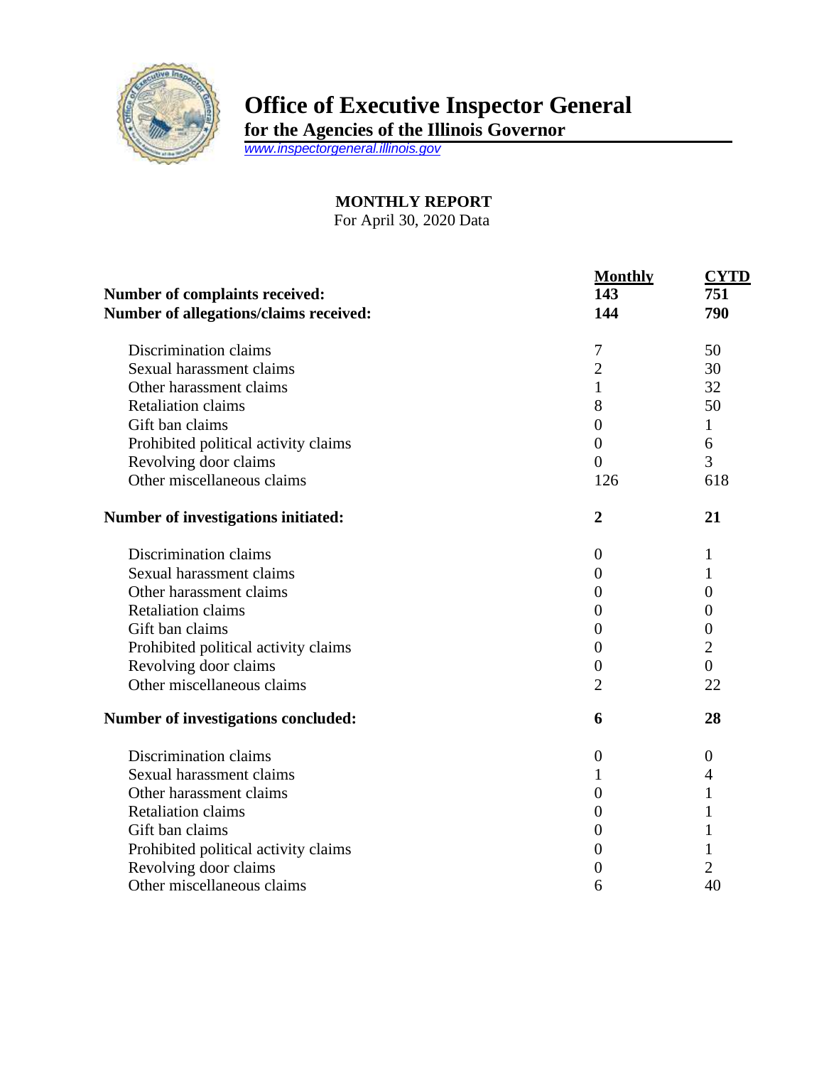# Office of Executive Inspector General

**for the Agencies of the Illinois Governor**

www.inspectorgeneral.illinois.gov

## MONTHLY REPORT

For April 30, 2020 Data

| | Monthly | CYTD |
|---|---|---|
| **Number of complaints received:** | **143** | **751** |
| **Number of allegations/claims received:** | **144** | **790** |
| Discrimination claims | 7 | 50 |
| Sexual harassment claims | 2 | 30 |
| Other harassment claims | 1 | 32 |
| Retaliation claims | 8 | 50 |
| Gift ban claims | 0 | 1 |
| Prohibited political activity claims | 0 | 6 |
| Revolving door claims | 0 | 3 |
| Other miscellaneous claims | 126 | 618 |
| **Number of investigations initiated:** | **2** | **21** |
| Discrimination claims | 0 | 1 |
| Sexual harassment claims | 0 | 1 |
| Other harassment claims | 0 | 0 |
| Retaliation claims | 0 | 0 |
| Gift ban claims | 0 | 0 |
| Prohibited political activity claims | 0 | 2 |
| Revolving door claims | 0 | 0 |
| Other miscellaneous claims | 2 | 22 |
| **Number of investigations concluded:** | **6** | **28** |
| Discrimination claims | 0 | 0 |
| Sexual harassment claims | 1 | 4 |
| Other harassment claims | 0 | 1 |
| Retaliation claims | 0 | 1 |
| Gift ban claims | 0 | 1 |
| Prohibited political activity claims | 0 | 1 |
| Revolving door claims | 0 | 2 |
| Other miscellaneous claims | 6 | 40 |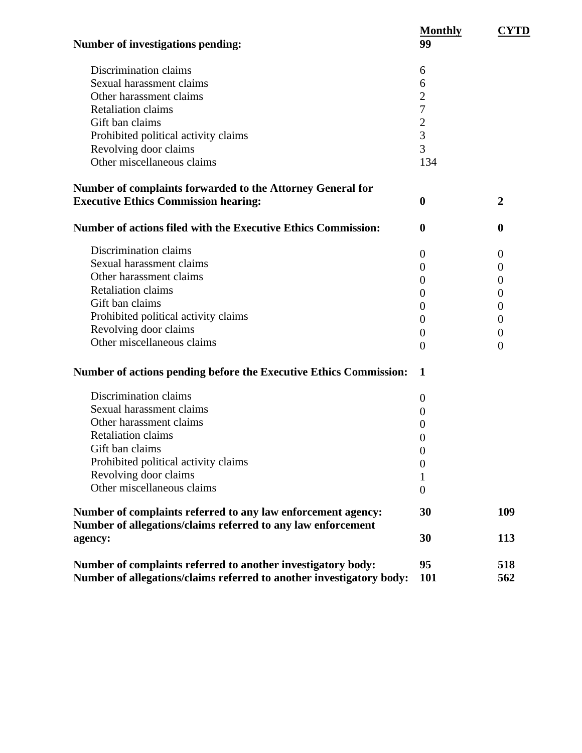| | Monthly | CYTD |
|---|---|---|
| **Number of investigations pending:** | **99** | |
| Discrimination claims | 6 | |
| Sexual harassment claims | 6 | |
| Other harassment claims | 2 | |
| Retaliation claims | 7 | |
| Gift ban claims | 2 | |
| Prohibited political activity claims | 3 | |
| Revolving door claims | 3 | |
| Other miscellaneous claims | 134 | |
| **Number of complaints forwarded to the Attorney General for Executive Ethics Commission hearing:** | **0** | **2** |
| **Number of actions filed with the Executive Ethics Commission:** | **0** | **0** |
| Discrimination claims | 0 | 0 |
| Sexual harassment claims | 0 | 0 |
| Other harassment claims | 0 | 0 |
| Retaliation claims | 0 | 0 |
| Gift ban claims | 0 | 0 |
| Prohibited political activity claims | 0 | 0 |
| Revolving door claims | 0 | 0 |
| Other miscellaneous claims | 0 | 0 |
| **Number of actions pending before the Executive Ethics Commission:** | **1** | |
| Discrimination claims | 0 | |
| Sexual harassment claims | 0 | |
| Other harassment claims | 0 | |
| Retaliation claims | 0 | |
| Gift ban claims | 0 | |
| Prohibited political activity claims | 0 | |
| Revolving door claims | 1 | |
| Other miscellaneous claims | 0 | |
| **Number of complaints referred to any law enforcement agency:** | **30** | **109** |
| **Number of allegations/claims referred to any law enforcement agency:** | **30** | **113** |
| **Number of complaints referred to another investigatory body:** | **95** | **518** |
| **Number of allegations/claims referred to another investigatory body:** | **101** | **562** |